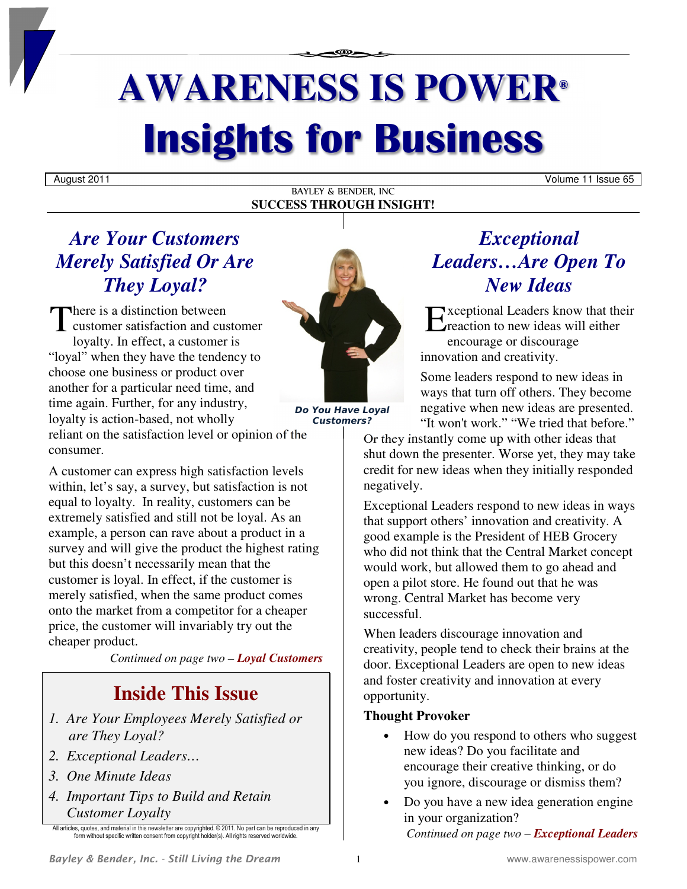# AWARENESS IS POWER®

# Insights for Business

August 2011 | Volume 11 Issue 65

BAYLEY & BENDER, INC

**SUCCESS THROUGH INSIGHT!**

## *Are Your Customers Merely Satisfied Or Are They Loyal?*

There is a distinction between customer satisfaction and customer loyalty. In effect, a customer is "loyal" when they have the tendency to choose one business or product over another for a particular need time, and time again. Further, for any industry, loyalty is action-based, not wholly reliant on the satisfaction level or opinion of the consumer.

A customer can express high satisfaction levels within, let's say, a survey, but satisfaction is not equal to loyalty. In reality, customers can be extremely satisfied and still not be loyal. As an example, a person can rave about a product in a survey and will give the product the highest rating but this doesn't necessarily mean that the customer is loyal. In effect, if the customer is merely satisfied, when the same product comes onto the market from a competitor for a cheaper price, the customer will invariably try out the cheaper product.

*Continued on page two –* ***Loyal Customers***

***Do You Have Loyal Customers?***

## Inside This Issue

1. *Are Your Employees Merely Satisfied or are They Loyal?*
2. *Exceptional Leaders…*
3. *One Minute Ideas*
4. *Important Tips to Build and Retain Customer Loyalty*

All articles, quotes, and material in this newsletter are copyrighted. © 2011. No part can be reproduced in any form without specific written consent from copyright holder(s). All rights reserved worldwide.

## *Exceptional Leaders…Are Open To New Ideas*

Exceptional Leaders know that their reaction to new ideas will either encourage or discourage innovation and creativity.

Some leaders respond to new ideas in ways that turn off others. They become negative when new ideas are presented. "It won't work." "We tried that before." Or they instantly come up with other ideas that shut down the presenter. Worse yet, they may take credit for new ideas when they initially responded negatively.

Exceptional Leaders respond to new ideas in ways that support others' innovation and creativity. A good example is the President of HEB Grocery who did not think that the Central Market concept would work, but allowed them to go ahead and open a pilot store. He found out that he was wrong. Central Market has become very successful.

When leaders discourage innovation and creativity, people tend to check their brains at the door. Exceptional Leaders are open to new ideas and foster creativity and innovation at every opportunity.

**Thought Provoker**

- How do you respond to others who suggest new ideas? Do you facilitate and encourage their creative thinking, or do you ignore, discourage or dismiss them?
- Do you have a new idea generation engine in your organization?

*Continued on page two –* ***Exceptional Leaders***

*Bayley & Bender, Inc. - Still Living the Dream*

www.awarenessispower.com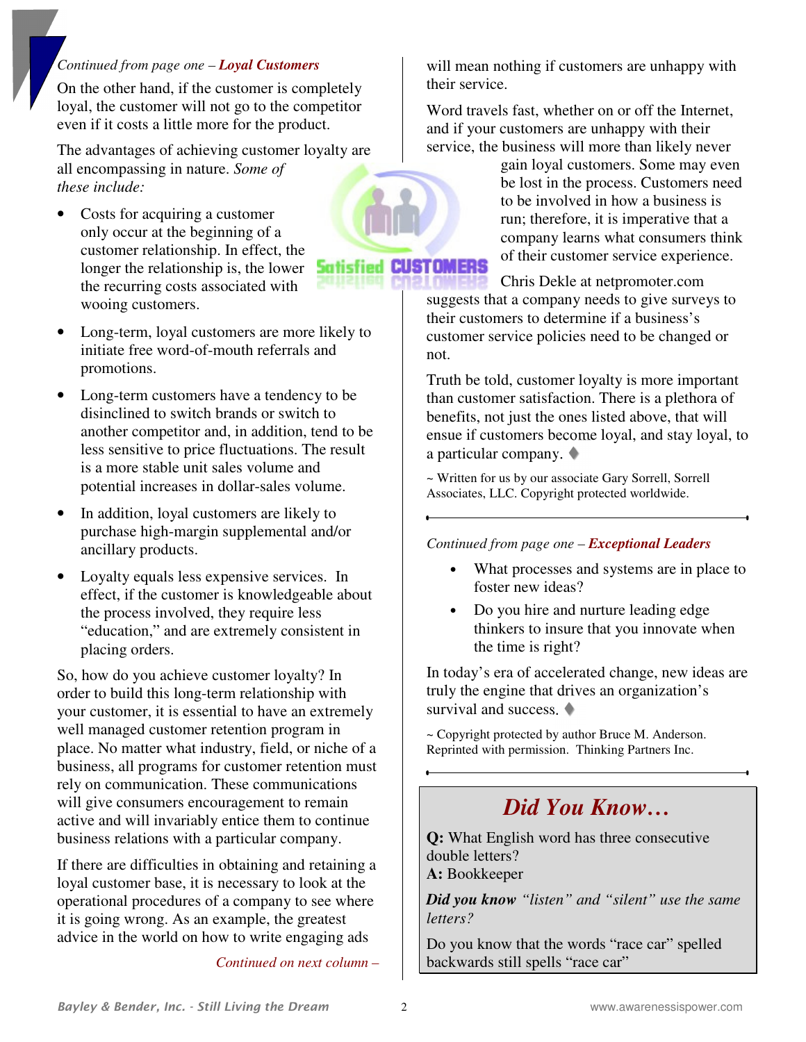*Continued from page one – **Loyal Customers***

On the other hand, if the customer is completely loyal, the customer will not go to the competitor even if it costs a little more for the product.

The advantages of achieving customer loyalty are all encompassing in nature. *Some of these include:*

- Costs for acquiring a customer only occur at the beginning of a customer relationship. In effect, the longer the relationship is, the lower the recurring costs associated with wooing customers.
- Long-term, loyal customers are more likely to initiate free word-of-mouth referrals and promotions.
- Long-term customers have a tendency to be disinclined to switch brands or switch to another competitor and, in addition, tend to be less sensitive to price fluctuations. The result is a more stable unit sales volume and potential increases in dollar-sales volume.
- In addition, loyal customers are likely to purchase high-margin supplemental and/or ancillary products.
- Loyalty equals less expensive services. In effect, if the customer is knowledgeable about the process involved, they require less "education," and are extremely consistent in placing orders.

So, how do you achieve customer loyalty? In order to build this long-term relationship with your customer, it is essential to have an extremely well managed customer retention program in place. No matter what industry, field, or niche of a business, all programs for customer retention must rely on communication. These communications will give consumers encouragement to remain active and will invariably entice them to continue business relations with a particular company.

If there are difficulties in obtaining and retaining a loyal customer base, it is necessary to look at the operational procedures of a company to see where it is going wrong. As an example, the greatest advice in the world on how to write engaging ads will mean nothing if customers are unhappy with their service.

Word travels fast, whether on or off the Internet, and if your customers are unhappy with their service, the business will more than likely never gain loyal customers. Some may even be lost in the process. Customers need to be involved in how a business is run; therefore, it is imperative that a company learns what consumers think of their customer service experience.

Chris Dekle at netpromoter.com suggests that a company needs to give surveys to their customers to determine if a business's customer service policies need to be changed or not.

Truth be told, customer loyalty is more important than customer satisfaction. There is a plethora of benefits, not just the ones listed above, that will ensue if customers become loyal, and stay loyal, to a particular company. ♦

~ Written for us by our associate Gary Sorrell, Sorrell Associates, LLC. Copyright protected worldwide.

---

*Continued from page one – **Exceptional Leaders***

- What processes and systems are in place to foster new ideas?
- Do you hire and nurture leading edge thinkers to insure that you innovate when the time is right?

In today's era of accelerated change, new ideas are truly the engine that drives an organization's survival and success. ♦

~ Copyright protected by author Bruce M. Anderson. Reprinted with permission. Thinking Partners Inc.

---

## *Did You Know…*

**Q:** What English word has three consecutive double letters?
**A:** Bookkeeper

***Did you know*** *"listen" and "silent" use the same letters?*

Do you know that the words "race car" spelled backwards still spells "race car"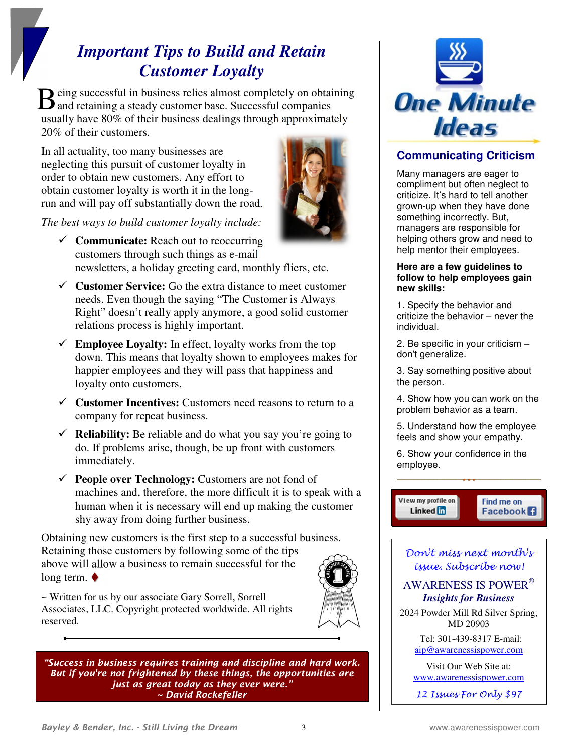# *Important Tips to Build and Retain Customer Loyalty*

Being successful in business relies almost completely on obtaining and retaining a steady customer base. Successful companies usually have 80% of their business dealings through approximately 20% of their customers.

In all actuality, too many businesses are neglecting this pursuit of customer loyalty in order to obtain new customers. Any effort to obtain customer loyalty is worth it in the long-run and will pay off substantially down the road.

*The best ways to build customer loyalty include:*

- ✓ **Communicate:** Reach out to reoccurring customers through such things as e-mail newsletters, a holiday greeting card, monthly fliers, etc.
- ✓ **Customer Service:** Go the extra distance to meet customer needs. Even though the saying "The Customer is Always Right" doesn't really apply anymore, a good solid customer relations process is highly important.
- ✓ **Employee Loyalty:** In effect, loyalty works from the top down. This means that loyalty shown to employees makes for happier employees and they will pass that happiness and loyalty onto customers.
- ✓ **Customer Incentives:** Customers need reasons to return to a company for repeat business.
- ✓ **Reliability:** Be reliable and do what you say you're going to do. If problems arise, though, be up front with customers immediately.
- ✓ **People over Technology:** Customers are not fond of machines and, therefore, the more difficult it is to speak with a human when it is necessary will end up making the customer shy away from doing further business.

Obtaining new customers is the first step to a successful business. Retaining those customers by following some of the tips above will allow a business to remain successful for the long term. ♦

~ Written for us by our associate Gary Sorrell, Sorrell Associates, LLC. Copyright protected worldwide. All rights reserved.

***"Success in business requires training and discipline and hard work. But if you're not frightened by these things, the opportunities are just as great today as they ever were." ~ David Rockefeller***

## One Minute Ideas

### Communicating Criticism

Many managers are eager to compliment but often neglect to criticize. It's hard to tell another grown-up when they have done something incorrectly. But, managers are responsible for helping others grow and need to help mentor their employees.

**Here are a few guidelines to follow to help employees gain new skills:**

1. Specify the behavior and criticize the behavior – never the individual.
2. Be specific in your criticism – don't generalize.
3. Say something positive about the person.
4. Show how you can work on the problem behavior as a team.
5. Understand how the employee feels and show your empathy.
6. Show your confidence in the employee.

View my profile on LinkedIn | Find me on Facebook

*Don't miss next month's issue. Subscribe now!*

AWARENESS IS POWER®
***Insights for Business***

2024 Powder Mill Rd Silver Spring, MD 20903

Tel: 301-439-8317 E-mail: aip@awarenessispower.com

Visit Our Web Site at: www.awarenessispower.com

*12 Issues For Only $97*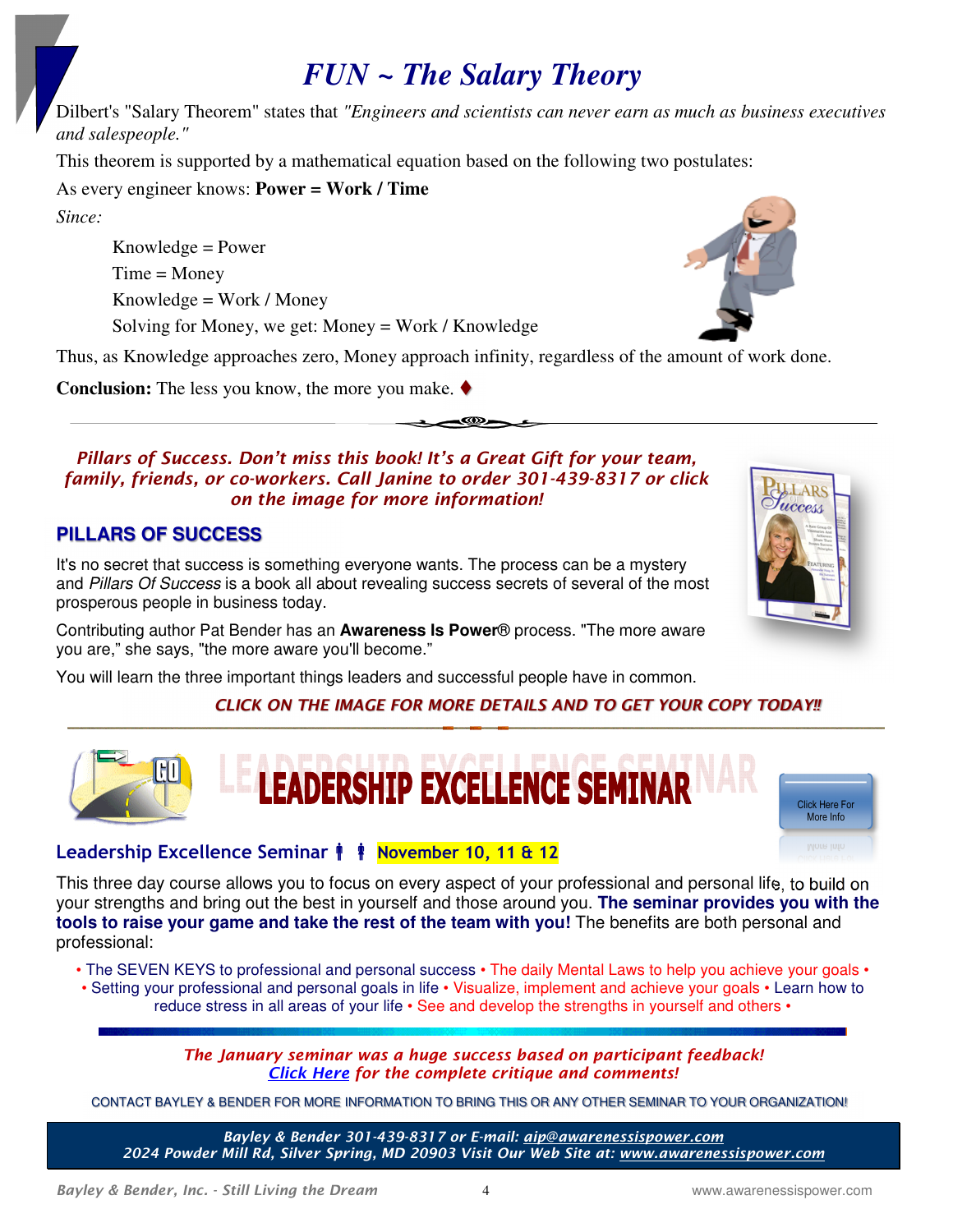# FUN ~ The Salary Theory

Dilbert's "Salary Theorem" states that *"Engineers and scientists can never earn as much as business executives and salespeople."*

This theorem is supported by a mathematical equation based on the following two postulates:

As every engineer knows: **Power = Work / Time**

*Since:*

Knowledge = Power

Time = Money

Knowledge = Work / Money

Solving for Money, we get: Money = Work / Knowledge

Thus, as Knowledge approaches zero, Money approach infinity, regardless of the amount of work done.

**Conclusion:** The less you know, the more you make. ♦

---

***Pillars of Success. Don't miss this book! It's a Great Gift for your team, family, friends, or co-workers. Call Janine to order 301-439-8317 or click on the image for more information!***

## PILLARS OF SUCCESS

It's no secret that success is something everyone wants. The process can be a mystery and *Pillars Of Success* is a book all about revealing success secrets of several of the most prosperous people in business today.

Contributing author Pat Bender has an **Awareness Is Power®** process. "The more aware you are," she says, "the more aware you'll become."

You will learn the three important things leaders and successful people have in common.

***CLICK ON THE IMAGE FOR MORE DETAILS AND TO GET YOUR COPY TODAY!!***

---

# LEADERSHIP EXCELLENCE SEMINAR

Click Here For More Info

## Leadership Excellence Seminar November 10, 11 & 12

This three day course allows you to focus on every aspect of your professional and personal life, to build on your strengths and bring out the best in yourself and those around you. **The seminar provides you with the tools to raise your game and take the rest of the team with you!** The benefits are both personal and professional:

• The SEVEN KEYS to professional and personal success • The daily Mental Laws to help you achieve your goals • • Setting your professional and personal goals in life • Visualize, implement and achieve your goals • Learn how to reduce stress in all areas of your life • See and develop the strengths in yourself and others •

***The January seminar was a huge success based on participant feedback! Click Here for the complete critique and comments!***

CONTACT BAYLEY & BENDER FOR MORE INFORMATION TO BRING THIS OR ANY OTHER SEMINAR TO YOUR ORGANIZATION!

***Bayley & Bender 301-439-8317 or E-mail: aip@awarenessispower.com***
***2024 Powder Mill Rd, Silver Spring, MD 20903 Visit Our Web Site at: www.awarenessispower.com***